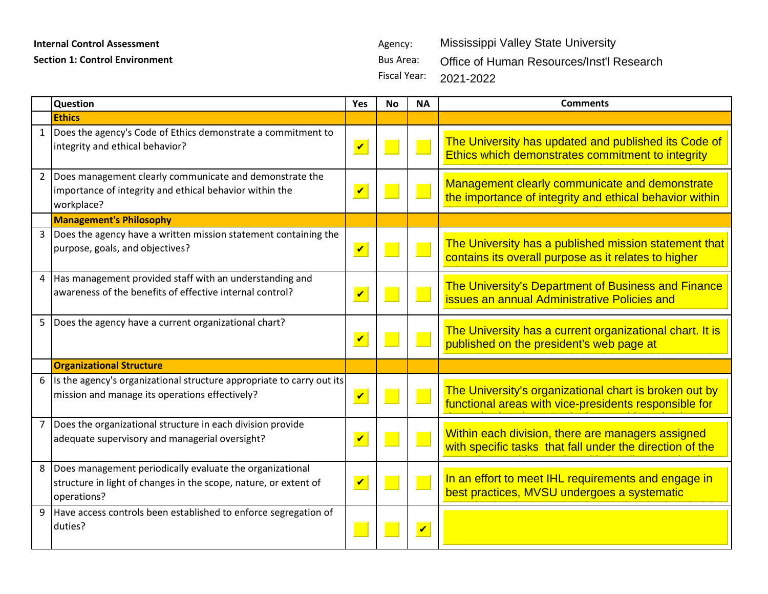**Internal Control Assessment**

**Section 1: Control Environment**

Agency: Mississippi Valley State University

Bus Area: Office of Human Resources/Inst'l Research

Fiscal Year: 2021-2022

| | Question | Yes | No | NA | Comments |
|---|---|---|---|---|---|
| | **Ethics** | | | | |
| 1 | Does the agency's Code of Ethics demonstrate a commitment to integrity and ethical behavior? | ✔ | | | The University has updated and published its Code of Ethics which demonstrates commitment to integrity |
| 2 | Does management clearly communicate and demonstrate the importance of integrity and ethical behavior within the workplace? | ✔ | | | Management clearly communicate and demonstrate the importance of integrity and ethical behavior within |
| | **Management's Philosophy** | | | | |
| 3 | Does the agency have a written mission statement containing the purpose, goals, and objectives? | ✔ | | | The University has a published mission statement that contains its overall purpose as it relates to higher |
| 4 | Has management provided staff with an understanding and awareness of the benefits of effective internal control? | ✔ | | | The University's Department of Business and Finance issues an annual Administrative Policies and |
| 5 | Does the agency have a current organizational chart? | ✔ | | | The University has a current organizational chart. It is published on the president's web page at |
| | **Organizational Structure** | | | | |
| 6 | Is the agency's organizational structure appropriate to carry out its mission and manage its operations effectively? | ✔ | | | The University's organizational chart is broken out by functional areas with vice-presidents responsible for |
| 7 | Does the organizational structure in each division provide adequate supervisory and managerial oversight? | ✔ | | | Within each division, there are managers assigned with specific tasks that fall under the direction of the |
| 8 | Does management periodically evaluate the organizational structure in light of changes in the scope, nature, or extent of operations? | ✔ | | | In an effort to meet IHL requirements and engage in best practices, MVSU undergoes a systematic |
| 9 | Have access controls been established to enforce segregation of duties? | | | ✔ | |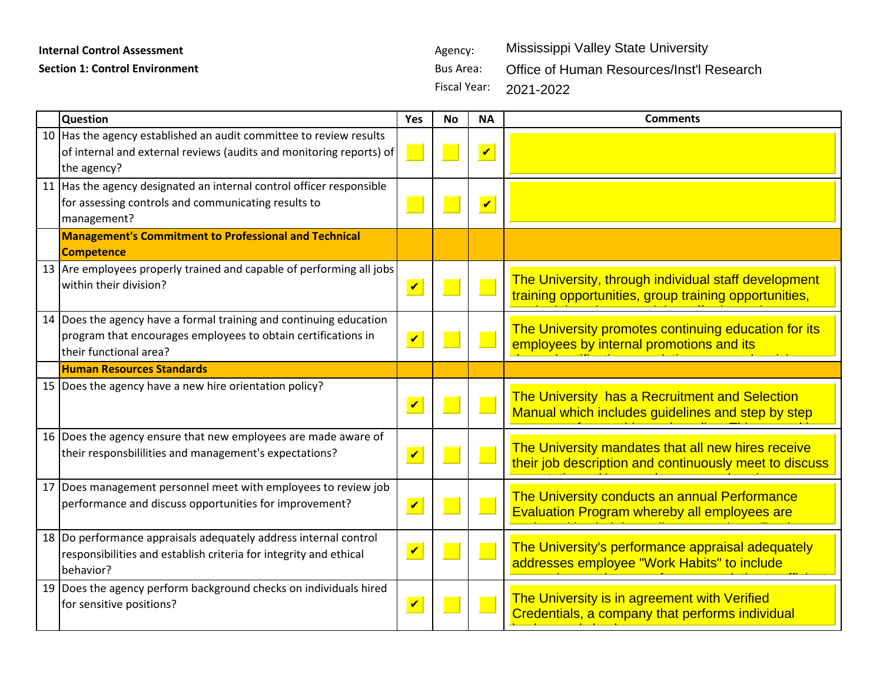**Internal Control Assessment**

**Section 1: Control Environment**

Agency: Mississippi Valley State University

Bus Area: Office of Human Resources/Inst'l Research

Fiscal Year: 2021-2022

| | Question | Yes | No | NA | Comments |
|---|---|---|---|---|---|
| 10 | Has the agency established an audit committee to review results of internal and external reviews (audits and monitoring reports) of the agency? | | | ✔ | |
| 11 | Has the agency designated an internal control officer responsible for assessing controls and communicating results to management? | | | ✔ | |
| | **Management's Commitment to Professional and Technical Competence** | | | | |
| 13 | Are employees properly trained and capable of performing all jobs within their division? | ✔ | | | The University, through individual staff development training opportunities, group training opportunities, |
| 14 | Does the agency have a formal training and continuing education program that encourages employees to obtain certifications in their functional area? | ✔ | | | The University promotes continuing education for its employees by internal promotions and its |
| | **Human Resources Standards** | | | | |
| 15 | Does the agency have a new hire orientation policy? | ✔ | | | The University has a Recruitment and Selection Manual which includes guidelines and step by step |
| 16 | Does the agency ensure that new employees are made aware of their responsbililities and management's expectations? | ✔ | | | The University mandates that all new hires receive their job description and continuously meet to discuss |
| 17 | Does management personnel meet with employees to review job performance and discuss opportunities for improvement? | ✔ | | | The University conducts an annual Performance Evaluation Program whereby all employees are |
| 18 | Do performance appraisals adequately address internal control responsibilities and establish criteria for integrity and ethical behavior? | ✔ | | | The University's performance appraisal adequately addresses employee "Work Habits" to include |
| 19 | Does the agency perform background checks on individuals hired for sensitive positions? | ✔ | | | The University is in agreement with Verified Credentials, a company that performs individual |